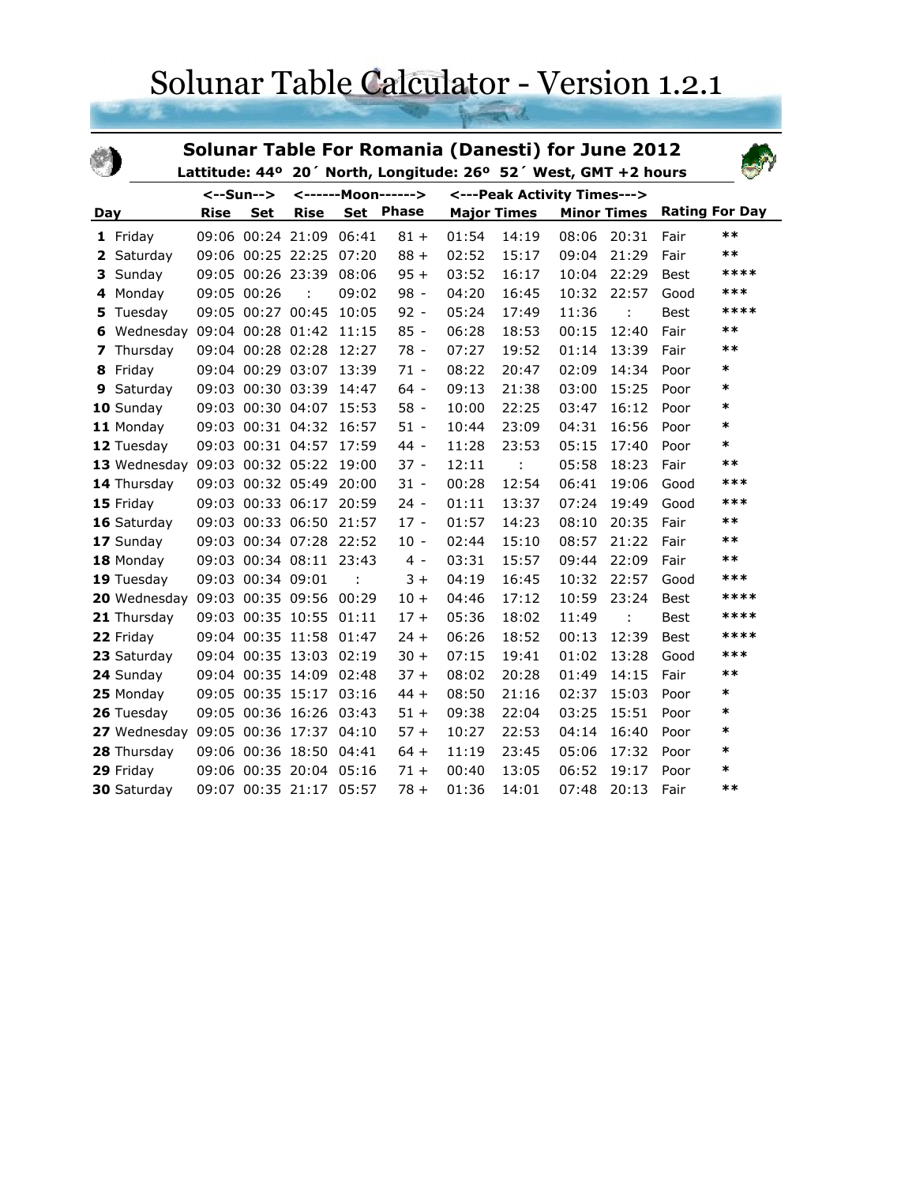# Solunar Table Calculator - Version 1.2.1

## Solunar Table For Romania (Danesti) for June 2012

**Lattitude: 44º 20´ North, Longitude: 26º 52´ West, GMT +2 hours**

| Day | | <--Sun--> | | <------Moon------> | | | <---Peak Activity Times---> | | | | | |
|---|---|---|---|---|---|---|---|---|---|---|---|---|
| | | Rise | Set | Rise | Set | Phase | Major Times | | Minor Times | | Rating For Day | |
| **1** | Friday | 09:06 | 00:24 | 21:09 | 06:41 | 81 + | 01:54 | 14:19 | 08:06 | 20:31 | Fair | ** |
| **2** | Saturday | 09:06 | 00:25 | 22:25 | 07:20 | 88 + | 02:52 | 15:17 | 09:04 | 21:29 | Fair | ** |
| **3** | Sunday | 09:05 | 00:26 | 23:39 | 08:06 | 95 + | 03:52 | 16:17 | 10:04 | 22:29 | Best | **** |
| **4** | Monday | 09:05 | 00:26 | : | 09:02 | 98 - | 04:20 | 16:45 | 10:32 | 22:57 | Good | *** |
| **5** | Tuesday | 09:05 | 00:27 | 00:45 | 10:05 | 92 - | 05:24 | 17:49 | 11:36 | : | Best | **** |
| **6** | Wednesday | 09:04 | 00:28 | 01:42 | 11:15 | 85 - | 06:28 | 18:53 | 00:15 | 12:40 | Fair | ** |
| **7** | Thursday | 09:04 | 00:28 | 02:28 | 12:27 | 78 - | 07:27 | 19:52 | 01:14 | 13:39 | Fair | ** |
| **8** | Friday | 09:04 | 00:29 | 03:07 | 13:39 | 71 - | 08:22 | 20:47 | 02:09 | 14:34 | Poor | * |
| **9** | Saturday | 09:03 | 00:30 | 03:39 | 14:47 | 64 - | 09:13 | 21:38 | 03:00 | 15:25 | Poor | * |
| **10** | Sunday | 09:03 | 00:30 | 04:07 | 15:53 | 58 - | 10:00 | 22:25 | 03:47 | 16:12 | Poor | * |
| **11** | Monday | 09:03 | 00:31 | 04:32 | 16:57 | 51 - | 10:44 | 23:09 | 04:31 | 16:56 | Poor | * |
| **12** | Tuesday | 09:03 | 00:31 | 04:57 | 17:59 | 44 - | 11:28 | 23:53 | 05:15 | 17:40 | Poor | * |
| **13** | Wednesday | 09:03 | 00:32 | 05:22 | 19:00 | 37 - | 12:11 | : | 05:58 | 18:23 | Fair | ** |
| **14** | Thursday | 09:03 | 00:32 | 05:49 | 20:00 | 31 - | 00:28 | 12:54 | 06:41 | 19:06 | Good | *** |
| **15** | Friday | 09:03 | 00:33 | 06:17 | 20:59 | 24 - | 01:11 | 13:37 | 07:24 | 19:49 | Good | *** |
| **16** | Saturday | 09:03 | 00:33 | 06:50 | 21:57 | 17 - | 01:57 | 14:23 | 08:10 | 20:35 | Fair | ** |
| **17** | Sunday | 09:03 | 00:34 | 07:28 | 22:52 | 10 - | 02:44 | 15:10 | 08:57 | 21:22 | Fair | ** |
| **18** | Monday | 09:03 | 00:34 | 08:11 | 23:43 | 4 - | 03:31 | 15:57 | 09:44 | 22:09 | Fair | ** |
| **19** | Tuesday | 09:03 | 00:34 | 09:01 | : | 3 + | 04:19 | 16:45 | 10:32 | 22:57 | Good | *** |
| **20** | Wednesday | 09:03 | 00:35 | 09:56 | 00:29 | 10 + | 04:46 | 17:12 | 10:59 | 23:24 | Best | **** |
| **21** | Thursday | 09:03 | 00:35 | 10:55 | 01:11 | 17 + | 05:36 | 18:02 | 11:49 | : | Best | **** |
| **22** | Friday | 09:04 | 00:35 | 11:58 | 01:47 | 24 + | 06:26 | 18:52 | 00:13 | 12:39 | Best | **** |
| **23** | Saturday | 09:04 | 00:35 | 13:03 | 02:19 | 30 + | 07:15 | 19:41 | 01:02 | 13:28 | Good | *** |
| **24** | Sunday | 09:04 | 00:35 | 14:09 | 02:48 | 37 + | 08:02 | 20:28 | 01:49 | 14:15 | Fair | ** |
| **25** | Monday | 09:05 | 00:35 | 15:17 | 03:16 | 44 + | 08:50 | 21:16 | 02:37 | 15:03 | Poor | * |
| **26** | Tuesday | 09:05 | 00:36 | 16:26 | 03:43 | 51 + | 09:38 | 22:04 | 03:25 | 15:51 | Poor | * |
| **27** | Wednesday | 09:05 | 00:36 | 17:37 | 04:10 | 57 + | 10:27 | 22:53 | 04:14 | 16:40 | Poor | * |
| **28** | Thursday | 09:06 | 00:36 | 18:50 | 04:41 | 64 + | 11:19 | 23:45 | 05:06 | 17:32 | Poor | * |
| **29** | Friday | 09:06 | 00:35 | 20:04 | 05:16 | 71 + | 00:40 | 13:05 | 06:52 | 19:17 | Poor | * |
| **30** | Saturday | 09:07 | 00:35 | 21:17 | 05:57 | 78 + | 01:36 | 14:01 | 07:48 | 20:13 | Fair | ** |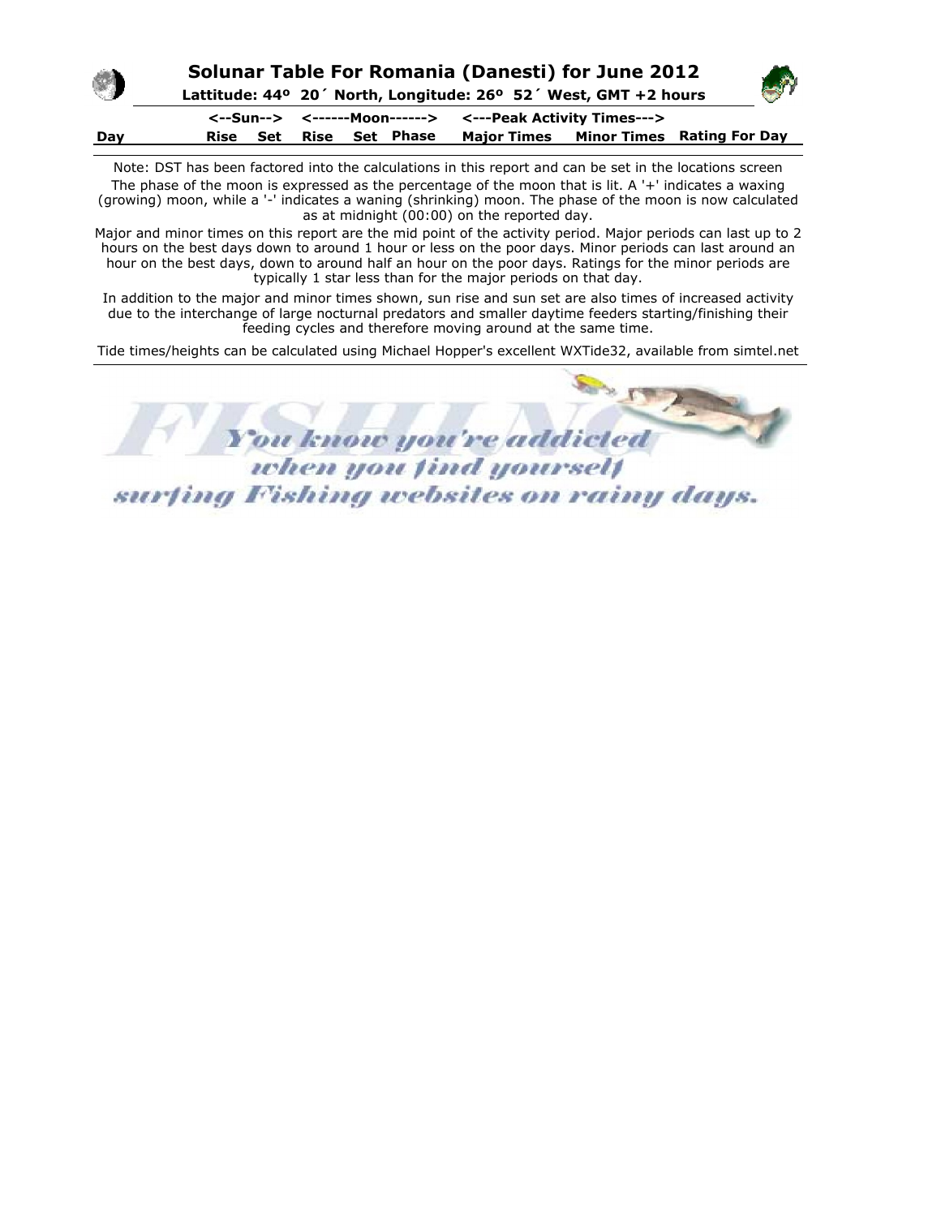## Solunar Table For Romania (Danesti) for June 2012

**Lattitude: 44º 20´ North, Longitude: 26º 52´ West, GMT +2 hours**

| | <--Sun--> | | <------Moon------> | | | <---Peak Activity Times---> | | |
|---|---|---|---|---|---|---|---|---|
| Day | Rise | Set | Rise | Set | Phase | Major Times | Minor Times | Rating For Day |

Note: DST has been factored into the calculations in this report and can be set in the locations screen

The phase of the moon is expressed as the percentage of the moon that is lit. A '+' indicates a waxing (growing) moon, while a '-' indicates a waning (shrinking) moon. The phase of the moon is now calculated as at midnight (00:00) on the reported day.

Major and minor times on this report are the mid point of the activity period. Major periods can last up to 2 hours on the best days down to around 1 hour or less on the poor days. Minor periods can last around an hour on the best days, down to around half an hour on the poor days. Ratings for the minor periods are typically 1 star less than for the major periods on that day.

In addition to the major and minor times shown, sun rise and sun set are also times of increased activity due to the interchange of large nocturnal predators and smaller daytime feeders starting/finishing their feeding cycles and therefore moving around at the same time.

Tide times/heights can be calculated using Michael Hopper's excellent WXTide32, available from simtel.net

FISHING

*You know you're addicted when you find yourself surfing Fishing websites on rainy days.*